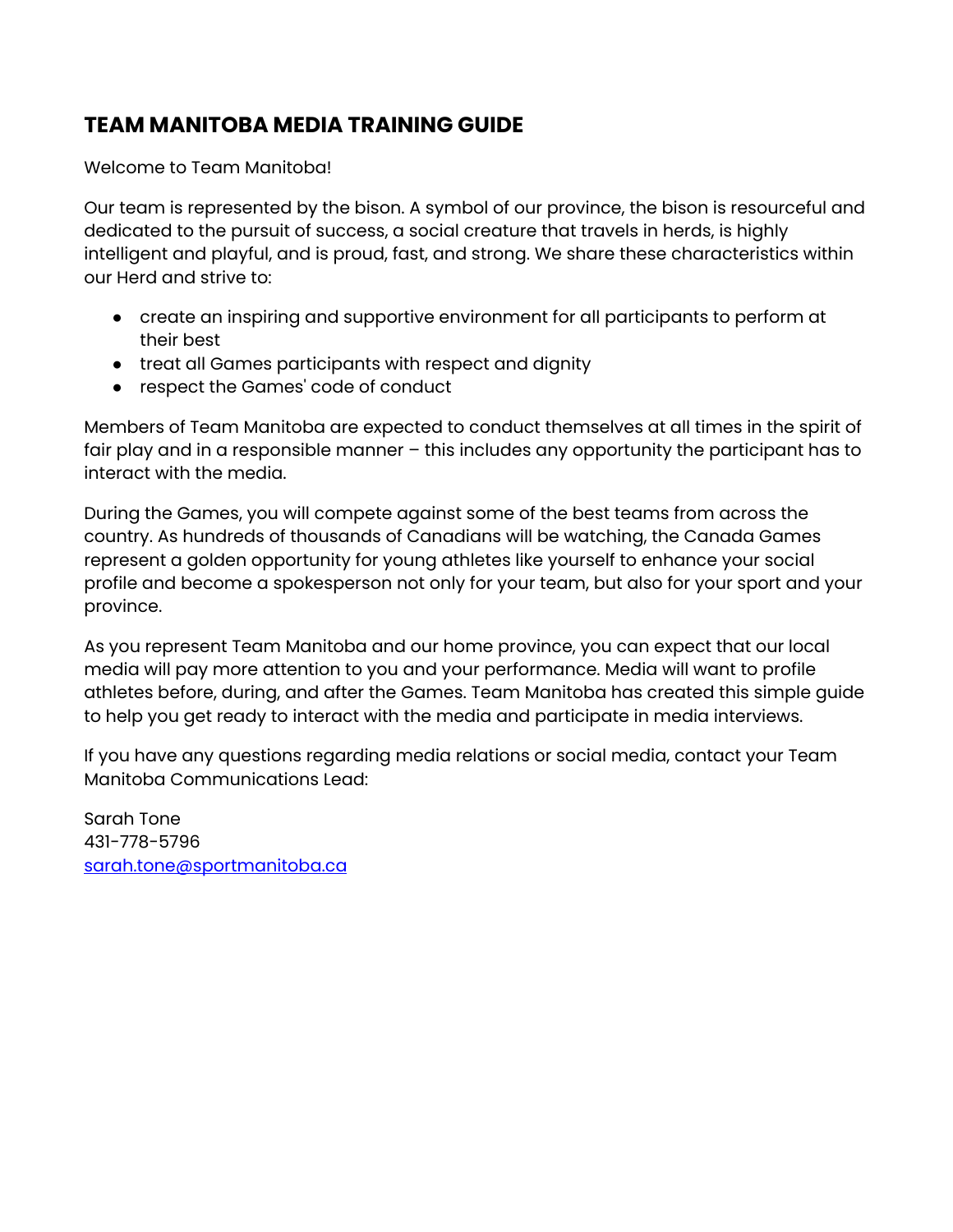# TEAM MANITOBA MEDIA TRAINING GUIDE

Welcome to Team Manitoba!

Our team is represented by the bison. A symbol of our province, the bison is resourceful and dedicated to the pursuit of success, a social creature that travels in herds, is highly intelligent and playful, and is proud, fast, and strong. We share these characteristics within our Herd and strive to:

- create an inspiring and supportive environment for all participants to perform at their best
- treat all Games participants with respect and dignity
- respect the Games' code of conduct

Members of Team Manitoba are expected to conduct themselves at all times in the spirit of fair play and in a responsible manner – this includes any opportunity the participant has to interact with the media.

During the Games, you will compete against some of the best teams from across the country. As hundreds of thousands of Canadians will be watching, the Canada Games represent a golden opportunity for young athletes like yourself to enhance your social profile and become a spokesperson not only for your team, but also for your sport and your province.

As you represent Team Manitoba and our home province, you can expect that our local media will pay more attention to you and your performance. Media will want to profile athletes before, during, and after the Games. Team Manitoba has created this simple guide to help you get ready to interact with the media and participate in media interviews.

If you have any questions regarding media relations or social media, contact your Team Manitoba Communications Lead:

Sarah Tone
431-778-5796
[sarah.tone@sportmanitoba.ca](mailto:sarah.tone@sportmanitoba.ca)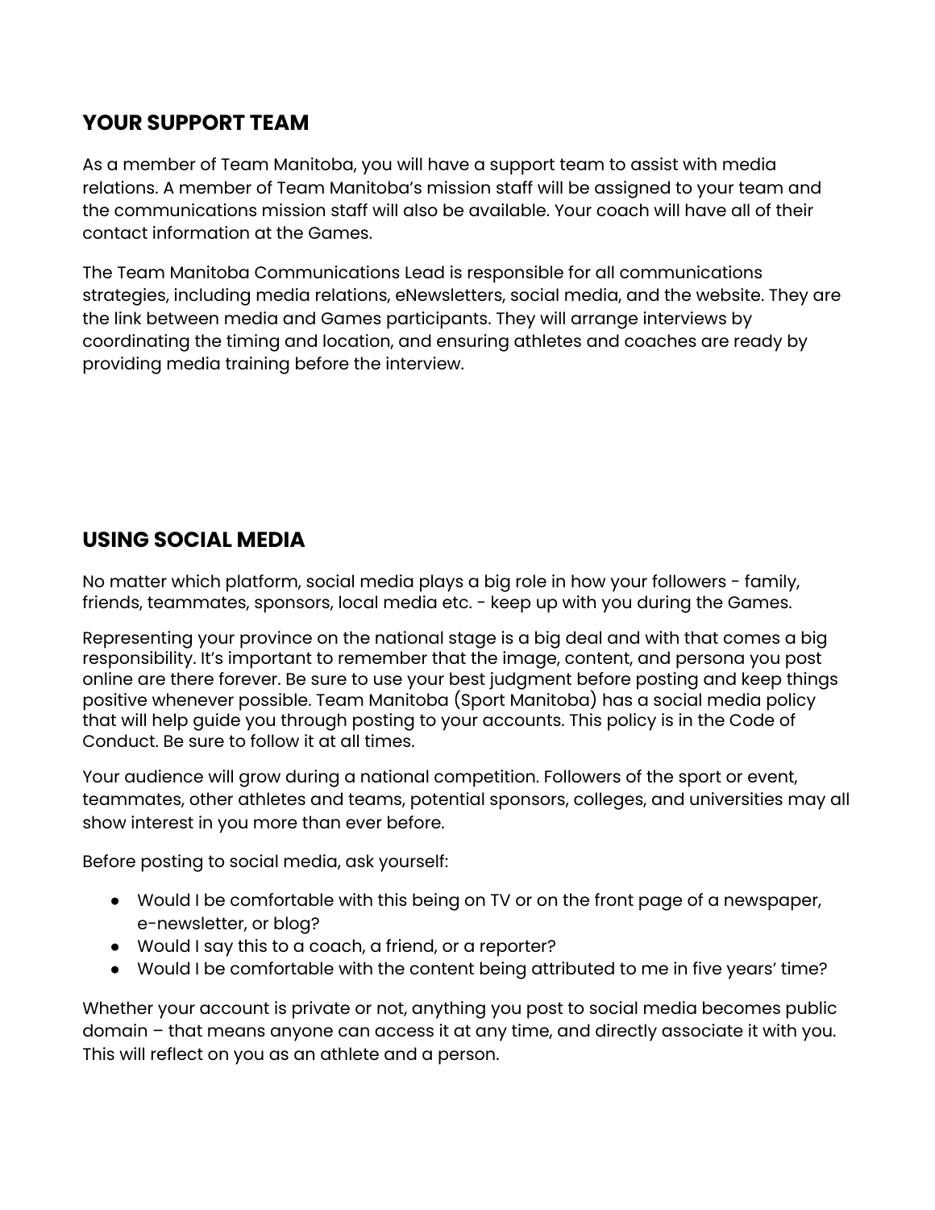## YOUR SUPPORT TEAM

As a member of Team Manitoba, you will have a support team to assist with media relations. A member of Team Manitoba's mission staff will be assigned to your team and the communications mission staff will also be available. Your coach will have all of their contact information at the Games.

The Team Manitoba Communications Lead is responsible for all communications strategies, including media relations, eNewsletters, social media, and the website. They are the link between media and Games participants. They will arrange interviews by coordinating the timing and location, and ensuring athletes and coaches are ready by providing media training before the interview.

## USING SOCIAL MEDIA

No matter which platform, social media plays a big role in how your followers - family, friends, teammates, sponsors, local media etc. - keep up with you during the Games.

Representing your province on the national stage is a big deal and with that comes a big responsibility. It's important to remember that the image, content, and persona you post online are there forever. Be sure to use your best judgment before posting and keep things positive whenever possible. Team Manitoba (Sport Manitoba) has a social media policy that will help guide you through posting to your accounts. This policy is in the Code of Conduct. Be sure to follow it at all times.

Your audience will grow during a national competition. Followers of the sport or event, teammates, other athletes and teams, potential sponsors, colleges, and universities may all show interest in you more than ever before.

Before posting to social media, ask yourself:

- Would I be comfortable with this being on TV or on the front page of a newspaper, e-newsletter, or blog?
- Would I say this to a coach, a friend, or a reporter?
- Would I be comfortable with the content being attributed to me in five years' time?

Whether your account is private or not, anything you post to social media becomes public domain – that means anyone can access it at any time, and directly associate it with you. This will reflect on you as an athlete and a person.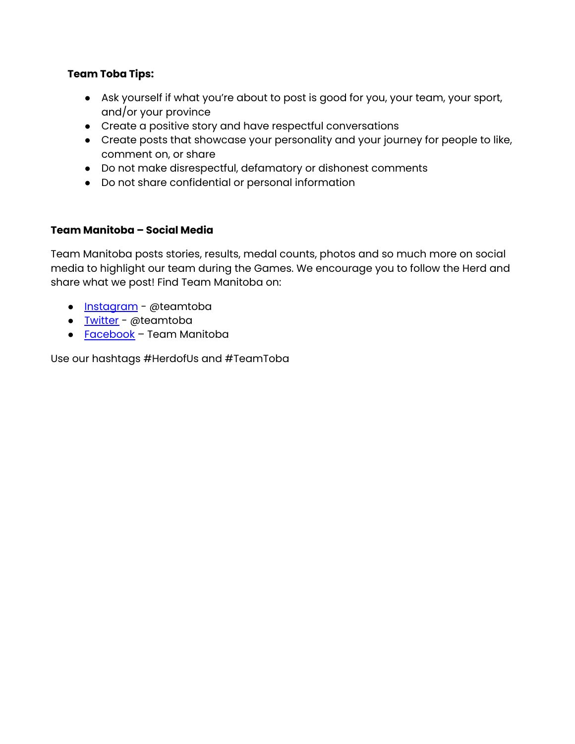**Team Toba Tips:**

- Ask yourself if what you're about to post is good for you, your team, your sport, and/or your province
- Create a positive story and have respectful conversations
- Create posts that showcase your personality and your journey for people to like, comment on, or share
- Do not make disrespectful, defamatory or dishonest comments
- Do not share confidential or personal information

**Team Manitoba – Social Media**

Team Manitoba posts stories, results, medal counts, photos and so much more on social media to highlight our team during the Games. We encourage you to follow the Herd and share what we post! Find Team Manitoba on:

- Instagram - @teamtoba
- Twitter - @teamtoba
- Facebook – Team Manitoba

Use our hashtags #HerdofUs and #TeamToba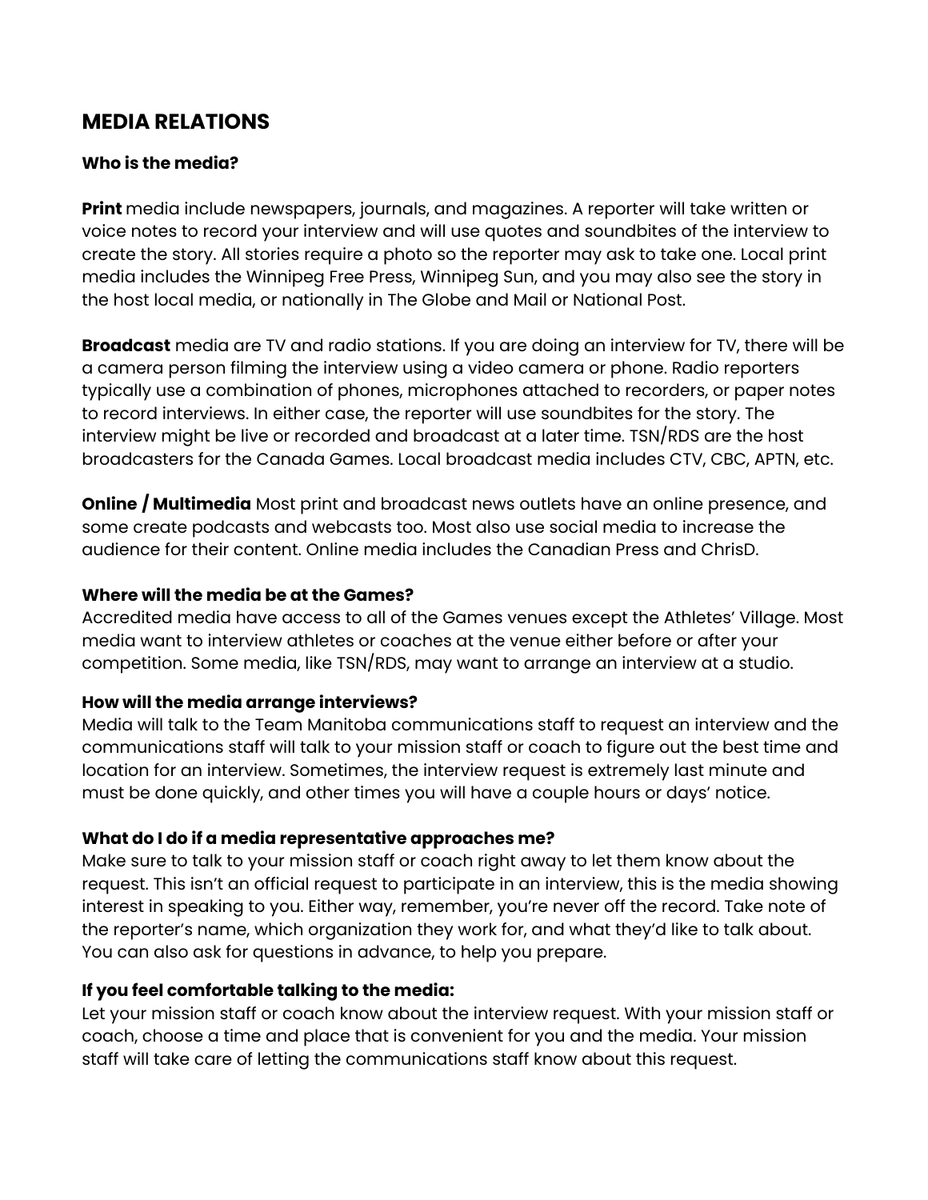## MEDIA RELATIONS

### Who is the media?

**Print** media include newspapers, journals, and magazines. A reporter will take written or voice notes to record your interview and will use quotes and soundbites of the interview to create the story. All stories require a photo so the reporter may ask to take one. Local print media includes the Winnipeg Free Press, Winnipeg Sun, and you may also see the story in the host local media, or nationally in The Globe and Mail or National Post.

**Broadcast** media are TV and radio stations. If you are doing an interview for TV, there will be a camera person filming the interview using a video camera or phone. Radio reporters typically use a combination of phones, microphones attached to recorders, or paper notes to record interviews. In either case, the reporter will use soundbites for the story. The interview might be live or recorded and broadcast at a later time. TSN/RDS are the host broadcasters for the Canada Games. Local broadcast media includes CTV, CBC, APTN, etc.

**Online / Multimedia** Most print and broadcast news outlets have an online presence, and some create podcasts and webcasts too. Most also use social media to increase the audience for their content. Online media includes the Canadian Press and ChrisD.

### Where will the media be at the Games?

Accredited media have access to all of the Games venues except the Athletes' Village. Most media want to interview athletes or coaches at the venue either before or after your competition. Some media, like TSN/RDS, may want to arrange an interview at a studio.

### How will the media arrange interviews?

Media will talk to the Team Manitoba communications staff to request an interview and the communications staff will talk to your mission staff or coach to figure out the best time and location for an interview. Sometimes, the interview request is extremely last minute and must be done quickly, and other times you will have a couple hours or days' notice.

### What do I do if a media representative approaches me?

Make sure to talk to your mission staff or coach right away to let them know about the request. This isn't an official request to participate in an interview, this is the media showing interest in speaking to you. Either way, remember, you're never off the record. Take note of the reporter's name, which organization they work for, and what they'd like to talk about. You can also ask for questions in advance, to help you prepare.

### If you feel comfortable talking to the media:

Let your mission staff or coach know about the interview request. With your mission staff or coach, choose a time and place that is convenient for you and the media. Your mission staff will take care of letting the communications staff know about this request.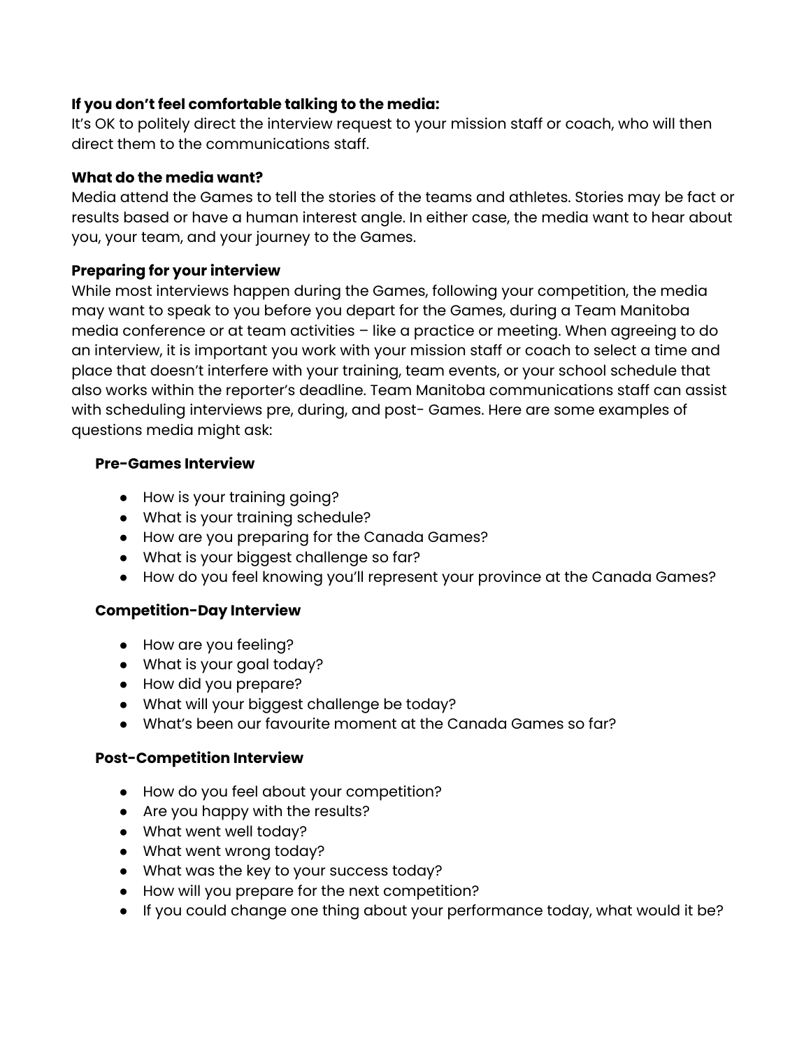**If you don't feel comfortable talking to the media:**
It's OK to politely direct the interview request to your mission staff or coach, who will then direct them to the communications staff.

**What do the media want?**
Media attend the Games to tell the stories of the teams and athletes. Stories may be fact or results based or have a human interest angle. In either case, the media want to hear about you, your team, and your journey to the Games.

**Preparing for your interview**
While most interviews happen during the Games, following your competition, the media may want to speak to you before you depart for the Games, during a Team Manitoba media conference or at team activities – like a practice or meeting. When agreeing to do an interview, it is important you work with your mission staff or coach to select a time and place that doesn't interfere with your training, team events, or your school schedule that also works within the reporter's deadline. Team Manitoba communications staff can assist with scheduling interviews pre, during, and post- Games. Here are some examples of questions media might ask:

**Pre-Games Interview**

- How is your training going?
- What is your training schedule?
- How are you preparing for the Canada Games?
- What is your biggest challenge so far?
- How do you feel knowing you'll represent your province at the Canada Games?

**Competition-Day Interview**

- How are you feeling?
- What is your goal today?
- How did you prepare?
- What will your biggest challenge be today?
- What's been our favourite moment at the Canada Games so far?

**Post-Competition Interview**

- How do you feel about your competition?
- Are you happy with the results?
- What went well today?
- What went wrong today?
- What was the key to your success today?
- How will you prepare for the next competition?
- If you could change one thing about your performance today, what would it be?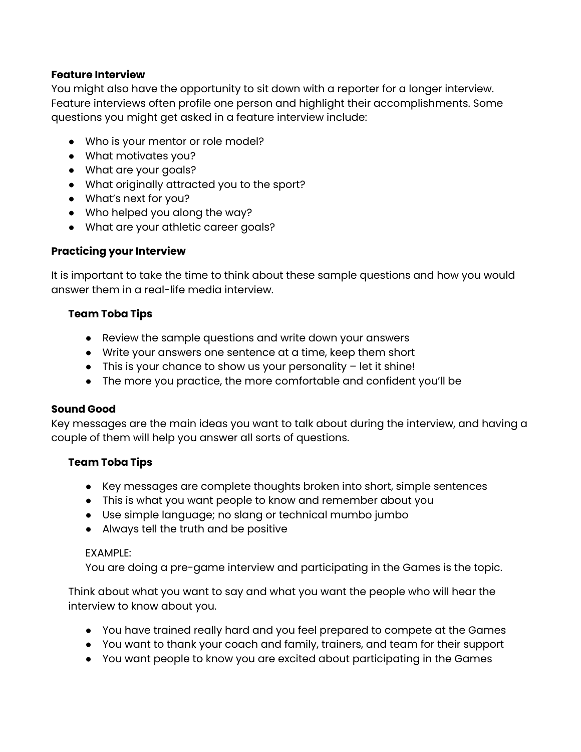**Feature Interview**

You might also have the opportunity to sit down with a reporter for a longer interview. Feature interviews often profile one person and highlight their accomplishments. Some questions you might get asked in a feature interview include:

- Who is your mentor or role model?
- What motivates you?
- What are your goals?
- What originally attracted you to the sport?
- What's next for you?
- Who helped you along the way?
- What are your athletic career goals?

**Practicing your Interview**

It is important to take the time to think about these sample questions and how you would answer them in a real-life media interview.

**Team Toba Tips**

- Review the sample questions and write down your answers
- Write your answers one sentence at a time, keep them short
- This is your chance to show us your personality – let it shine!
- The more you practice, the more comfortable and confident you'll be

**Sound Good**

Key messages are the main ideas you want to talk about during the interview, and having a couple of them will help you answer all sorts of questions.

**Team Toba Tips**

- Key messages are complete thoughts broken into short, simple sentences
- This is what you want people to know and remember about you
- Use simple language; no slang or technical mumbo jumbo
- Always tell the truth and be positive

EXAMPLE:
You are doing a pre-game interview and participating in the Games is the topic.

Think about what you want to say and what you want the people who will hear the interview to know about you.

- You have trained really hard and you feel prepared to compete at the Games
- You want to thank your coach and family, trainers, and team for their support
- You want people to know you are excited about participating in the Games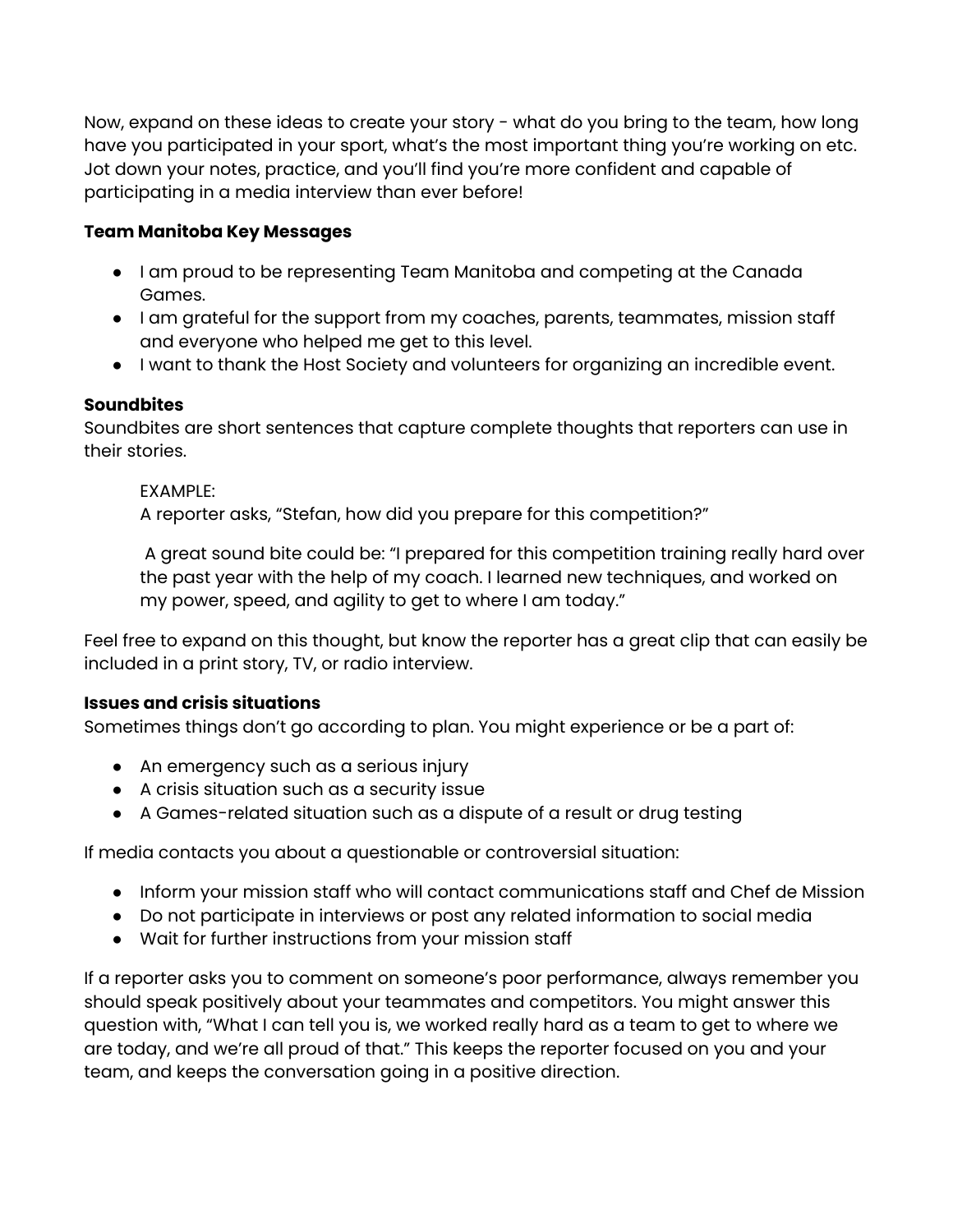Now, expand on these ideas to create your story - what do you bring to the team, how long have you participated in your sport, what's the most important thing you're working on etc. Jot down your notes, practice, and you'll find you're more confident and capable of participating in a media interview than ever before!

**Team Manitoba Key Messages**

- I am proud to be representing Team Manitoba and competing at the Canada Games.
- I am grateful for the support from my coaches, parents, teammates, mission staff and everyone who helped me get to this level.
- I want to thank the Host Society and volunteers for organizing an incredible event.

**Soundbites**

Soundbites are short sentences that capture complete thoughts that reporters can use in their stories.

> EXAMPLE:
> A reporter asks, "Stefan, how did you prepare for this competition?"
>
> A great sound bite could be: "I prepared for this competition training really hard over the past year with the help of my coach. I learned new techniques, and worked on my power, speed, and agility to get to where I am today."

Feel free to expand on this thought, but know the reporter has a great clip that can easily be included in a print story, TV, or radio interview.

**Issues and crisis situations**

Sometimes things don't go according to plan. You might experience or be a part of:

- An emergency such as a serious injury
- A crisis situation such as a security issue
- A Games-related situation such as a dispute of a result or drug testing

If media contacts you about a questionable or controversial situation:

- Inform your mission staff who will contact communications staff and Chef de Mission
- Do not participate in interviews or post any related information to social media
- Wait for further instructions from your mission staff

If a reporter asks you to comment on someone's poor performance, always remember you should speak positively about your teammates and competitors. You might answer this question with, "What I can tell you is, we worked really hard as a team to get to where we are today, and we're all proud of that." This keeps the reporter focused on you and your team, and keeps the conversation going in a positive direction.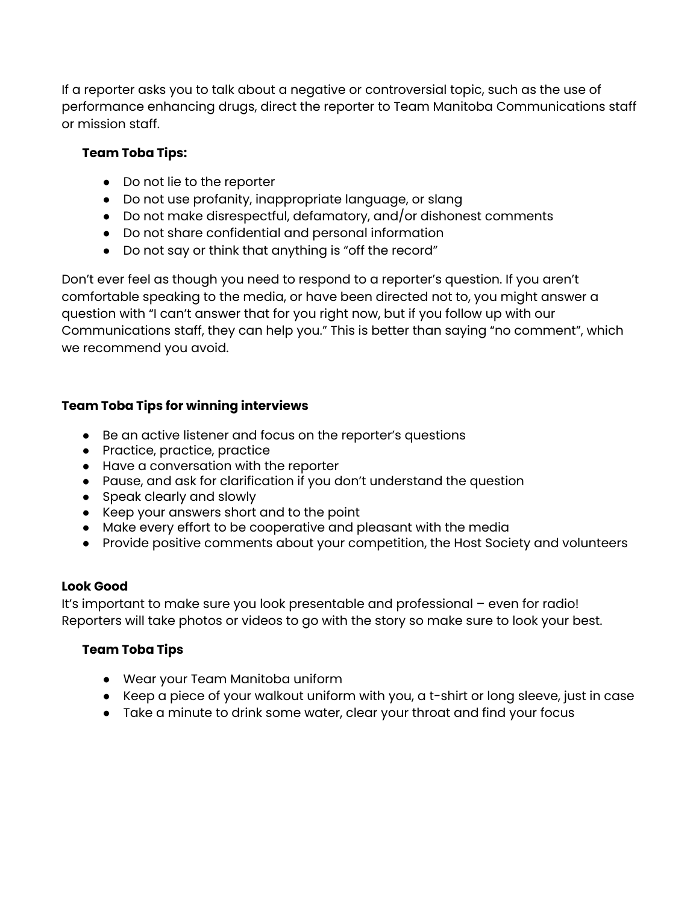If a reporter asks you to talk about a negative or controversial topic, such as the use of performance enhancing drugs, direct the reporter to Team Manitoba Communications staff or mission staff.

**Team Toba Tips:**

- Do not lie to the reporter
- Do not use profanity, inappropriate language, or slang
- Do not make disrespectful, defamatory, and/or dishonest comments
- Do not share confidential and personal information
- Do not say or think that anything is "off the record"

Don't ever feel as though you need to respond to a reporter's question. If you aren't comfortable speaking to the media, or have been directed not to, you might answer a question with "I can't answer that for you right now, but if you follow up with our Communications staff, they can help you." This is better than saying "no comment", which we recommend you avoid.

**Team Toba Tips for winning interviews**

- Be an active listener and focus on the reporter's questions
- Practice, practice, practice
- Have a conversation with the reporter
- Pause, and ask for clarification if you don't understand the question
- Speak clearly and slowly
- Keep your answers short and to the point
- Make every effort to be cooperative and pleasant with the media
- Provide positive comments about your competition, the Host Society and volunteers

**Look Good**

It's important to make sure you look presentable and professional – even for radio! Reporters will take photos or videos to go with the story so make sure to look your best.

**Team Toba Tips**

- Wear your Team Manitoba uniform
- Keep a piece of your walkout uniform with you, a t-shirt or long sleeve, just in case
- Take a minute to drink some water, clear your throat and find your focus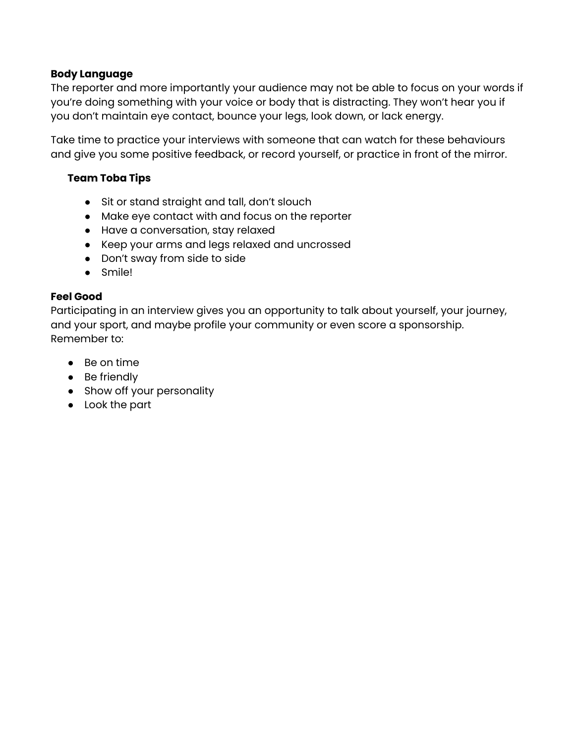**Body Language**

The reporter and more importantly your audience may not be able to focus on your words if you're doing something with your voice or body that is distracting. They won't hear you if you don't maintain eye contact, bounce your legs, look down, or lack energy.

Take time to practice your interviews with someone that can watch for these behaviours and give you some positive feedback, or record yourself, or practice in front of the mirror.

**Team Toba Tips**

- Sit or stand straight and tall, don't slouch
- Make eye contact with and focus on the reporter
- Have a conversation, stay relaxed
- Keep your arms and legs relaxed and uncrossed
- Don't sway from side to side
- Smile!

**Feel Good**

Participating in an interview gives you an opportunity to talk about yourself, your journey, and your sport, and maybe profile your community or even score a sponsorship. Remember to:

- Be on time
- Be friendly
- Show off your personality
- Look the part